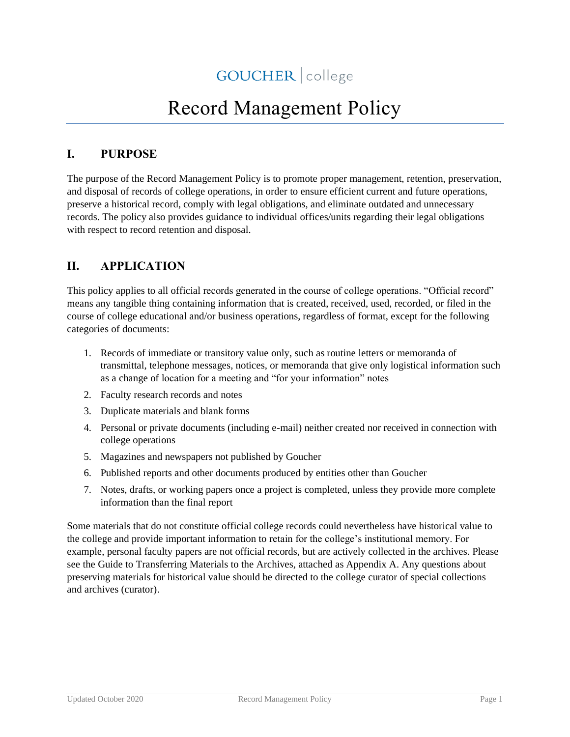GOUCHER | college

# Record Management Policy

## I. PURPOSE

The purpose of the Record Management Policy is to promote proper management, retention, preservation, and disposal of records of college operations, in order to ensure efficient current and future operations, preserve a historical record, comply with legal obligations, and eliminate outdated and unnecessary records. The policy also provides guidance to individual offices/units regarding their legal obligations with respect to record retention and disposal.

## II. APPLICATION

This policy applies to all official records generated in the course of college operations. "Official record" means any tangible thing containing information that is created, received, used, recorded, or filed in the course of college educational and/or business operations, regardless of format, except for the following categories of documents:

1. Records of immediate or transitory value only, such as routine letters or memoranda of transmittal, telephone messages, notices, or memoranda that give only logistical information such as a change of location for a meeting and "for your information" notes
2. Faculty research records and notes
3. Duplicate materials and blank forms
4. Personal or private documents (including e-mail) neither created nor received in connection with college operations
5. Magazines and newspapers not published by Goucher
6. Published reports and other documents produced by entities other than Goucher
7. Notes, drafts, or working papers once a project is completed, unless they provide more complete information than the final report

Some materials that do not constitute official college records could nevertheless have historical value to the college and provide important information to retain for the college's institutional memory. For example, personal faculty papers are not official records, but are actively collected in the archives. Please see the Guide to Transferring Materials to the Archives, attached as Appendix A. Any questions about preserving materials for historical value should be directed to the college curator of special collections and archives (curator).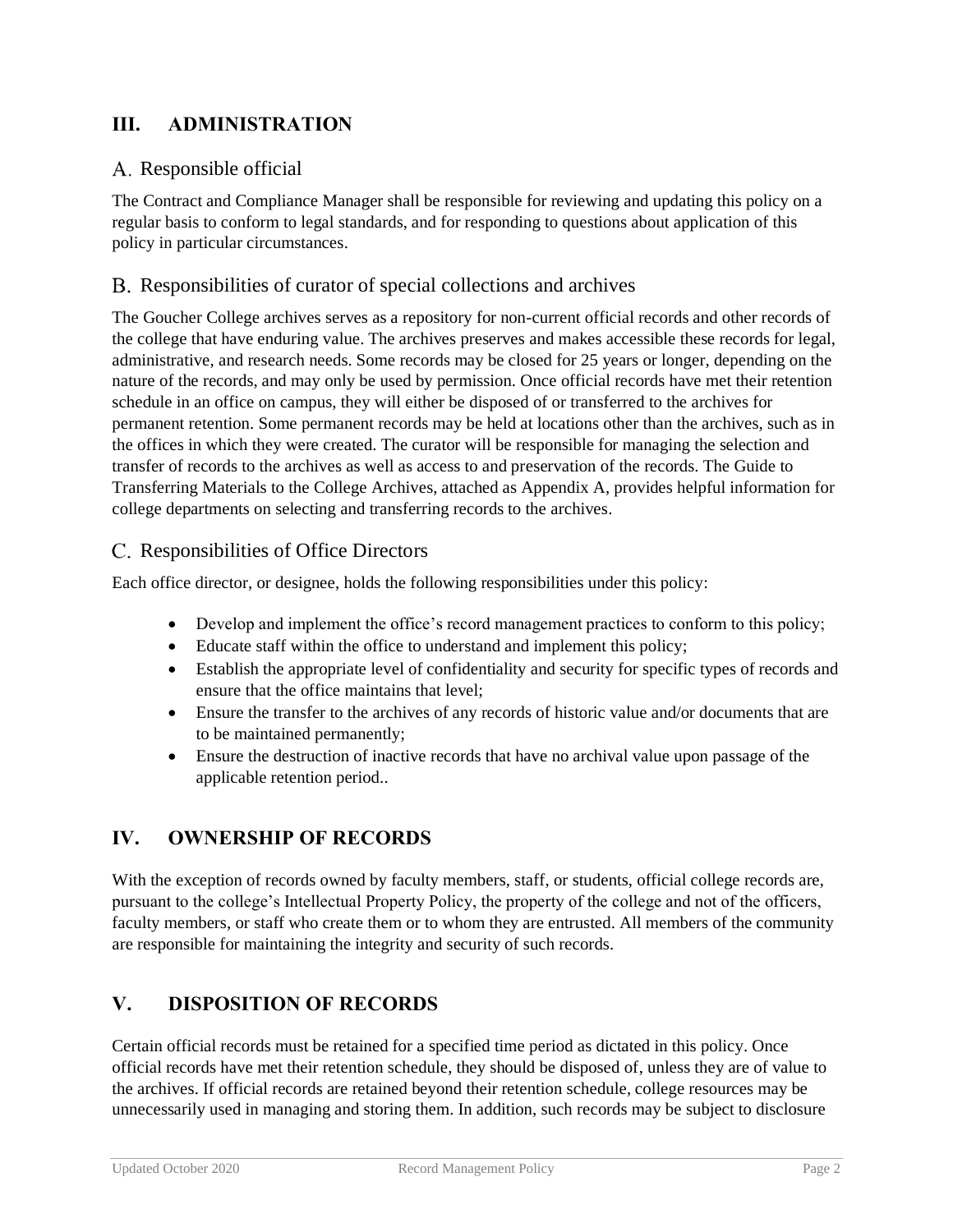## III. ADMINISTRATION

### A. Responsible official

The Contract and Compliance Manager shall be responsible for reviewing and updating this policy on a regular basis to conform to legal standards, and for responding to questions about application of this policy in particular circumstances.

### B. Responsibilities of curator of special collections and archives

The Goucher College archives serves as a repository for non-current official records and other records of the college that have enduring value. The archives preserves and makes accessible these records for legal, administrative, and research needs. Some records may be closed for 25 years or longer, depending on the nature of the records, and may only be used by permission. Once official records have met their retention schedule in an office on campus, they will either be disposed of or transferred to the archives for permanent retention. Some permanent records may be held at locations other than the archives, such as in the offices in which they were created. The curator will be responsible for managing the selection and transfer of records to the archives as well as access to and preservation of the records. The Guide to Transferring Materials to the College Archives, attached as Appendix A, provides helpful information for college departments on selecting and transferring records to the archives.

### C. Responsibilities of Office Directors

Each office director, or designee, holds the following responsibilities under this policy:

- Develop and implement the office's record management practices to conform to this policy;
- Educate staff within the office to understand and implement this policy;
- Establish the appropriate level of confidentiality and security for specific types of records and ensure that the office maintains that level;
- Ensure the transfer to the archives of any records of historic value and/or documents that are to be maintained permanently;
- Ensure the destruction of inactive records that have no archival value upon passage of the applicable retention period..

## IV. OWNERSHIP OF RECORDS

With the exception of records owned by faculty members, staff, or students, official college records are, pursuant to the college's Intellectual Property Policy, the property of the college and not of the officers, faculty members, or staff who create them or to whom they are entrusted. All members of the community are responsible for maintaining the integrity and security of such records.

## V. DISPOSITION OF RECORDS

Certain official records must be retained for a specified time period as dictated in this policy. Once official records have met their retention schedule, they should be disposed of, unless they are of value to the archives. If official records are retained beyond their retention schedule, college resources may be unnecessarily used in managing and storing them. In addition, such records may be subject to disclosure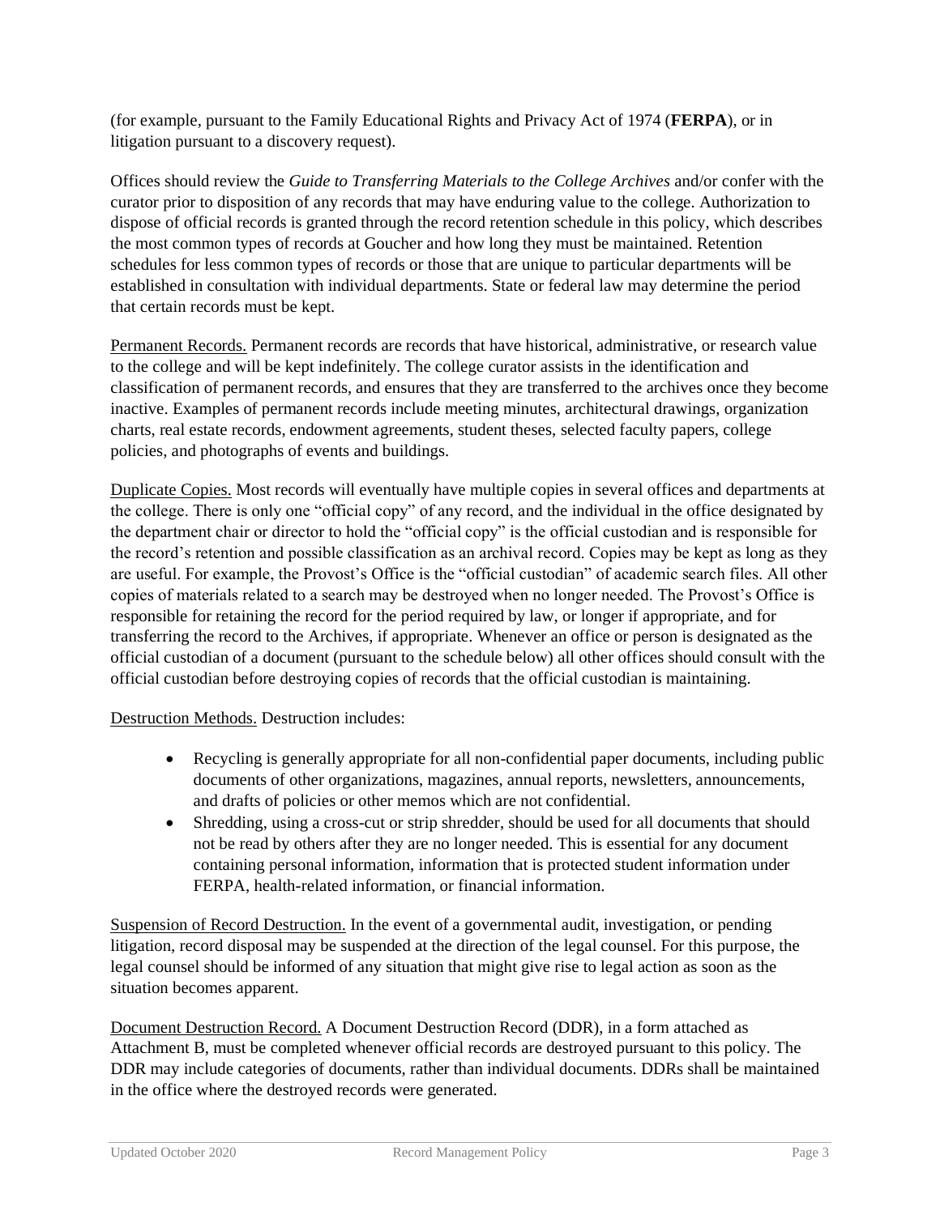(for example, pursuant to the Family Educational Rights and Privacy Act of 1974 (**FERPA**), or in litigation pursuant to a discovery request).

Offices should review the *Guide to Transferring Materials to the College Archives* and/or confer with the curator prior to disposition of any records that may have enduring value to the college. Authorization to dispose of official records is granted through the record retention schedule in this policy, which describes the most common types of records at Goucher and how long they must be maintained. Retention schedules for less common types of records or those that are unique to particular departments will be established in consultation with individual departments. State or federal law may determine the period that certain records must be kept.

<u>Permanent Records.</u> Permanent records are records that have historical, administrative, or research value to the college and will be kept indefinitely. The college curator assists in the identification and classification of permanent records, and ensures that they are transferred to the archives once they become inactive. Examples of permanent records include meeting minutes, architectural drawings, organization charts, real estate records, endowment agreements, student theses, selected faculty papers, college policies, and photographs of events and buildings.

<u>Duplicate Copies.</u> Most records will eventually have multiple copies in several offices and departments at the college. There is only one "official copy" of any record, and the individual in the office designated by the department chair or director to hold the "official copy" is the official custodian and is responsible for the record's retention and possible classification as an archival record. Copies may be kept as long as they are useful. For example, the Provost's Office is the "official custodian" of academic search files. All other copies of materials related to a search may be destroyed when no longer needed. The Provost's Office is responsible for retaining the record for the period required by law, or longer if appropriate, and for transferring the record to the Archives, if appropriate. Whenever an office or person is designated as the official custodian of a document (pursuant to the schedule below) all other offices should consult with the official custodian before destroying copies of records that the official custodian is maintaining.

<u>Destruction Methods.</u> Destruction includes:

- Recycling is generally appropriate for all non-confidential paper documents, including public documents of other organizations, magazines, annual reports, newsletters, announcements, and drafts of policies or other memos which are not confidential.
- Shredding, using a cross-cut or strip shredder, should be used for all documents that should not be read by others after they are no longer needed. This is essential for any document containing personal information, information that is protected student information under FERPA, health-related information, or financial information.

<u>Suspension of Record Destruction.</u> In the event of a governmental audit, investigation, or pending litigation, record disposal may be suspended at the direction of the legal counsel. For this purpose, the legal counsel should be informed of any situation that might give rise to legal action as soon as the situation becomes apparent.

<u>Document Destruction Record.</u> A Document Destruction Record (DDR), in a form attached as Attachment B, must be completed whenever official records are destroyed pursuant to this policy. The DDR may include categories of documents, rather than individual documents. DDRs shall be maintained in the office where the destroyed records were generated.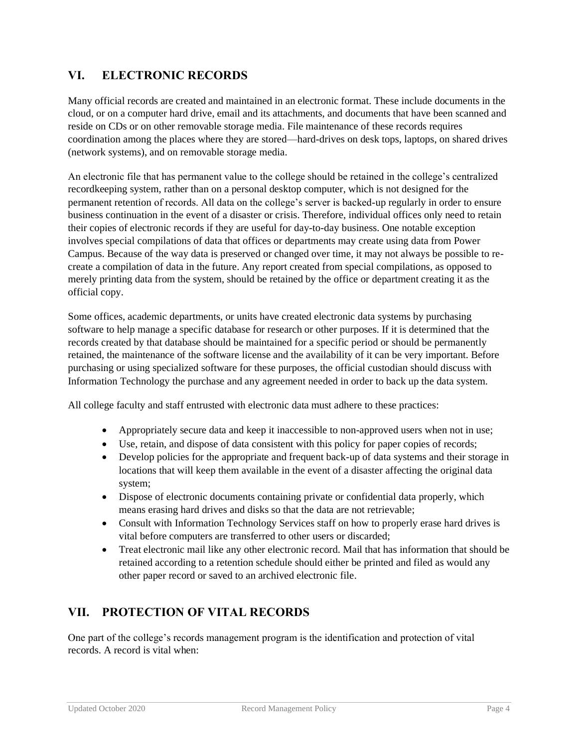## VI. ELECTRONIC RECORDS

Many official records are created and maintained in an electronic format. These include documents in the cloud, or on a computer hard drive, email and its attachments, and documents that have been scanned and reside on CDs or on other removable storage media. File maintenance of these records requires coordination among the places where they are stored—hard-drives on desk tops, laptops, on shared drives (network systems), and on removable storage media.

An electronic file that has permanent value to the college should be retained in the college's centralized recordkeeping system, rather than on a personal desktop computer, which is not designed for the permanent retention of records. All data on the college's server is backed-up regularly in order to ensure business continuation in the event of a disaster or crisis. Therefore, individual offices only need to retain their copies of electronic records if they are useful for day-to-day business. One notable exception involves special compilations of data that offices or departments may create using data from Power Campus. Because of the way data is preserved or changed over time, it may not always be possible to re-create a compilation of data in the future. Any report created from special compilations, as opposed to merely printing data from the system, should be retained by the office or department creating it as the official copy.

Some offices, academic departments, or units have created electronic data systems by purchasing software to help manage a specific database for research or other purposes. If it is determined that the records created by that database should be maintained for a specific period or should be permanently retained, the maintenance of the software license and the availability of it can be very important. Before purchasing or using specialized software for these purposes, the official custodian should discuss with Information Technology the purchase and any agreement needed in order to back up the data system.

All college faculty and staff entrusted with electronic data must adhere to these practices:

- Appropriately secure data and keep it inaccessible to non-approved users when not in use;
- Use, retain, and dispose of data consistent with this policy for paper copies of records;
- Develop policies for the appropriate and frequent back-up of data systems and their storage in locations that will keep them available in the event of a disaster affecting the original data system;
- Dispose of electronic documents containing private or confidential data properly, which means erasing hard drives and disks so that the data are not retrievable;
- Consult with Information Technology Services staff on how to properly erase hard drives is vital before computers are transferred to other users or discarded;
- Treat electronic mail like any other electronic record. Mail that has information that should be retained according to a retention schedule should either be printed and filed as would any other paper record or saved to an archived electronic file.

## VII. PROTECTION OF VITAL RECORDS

One part of the college's records management program is the identification and protection of vital records. A record is vital when: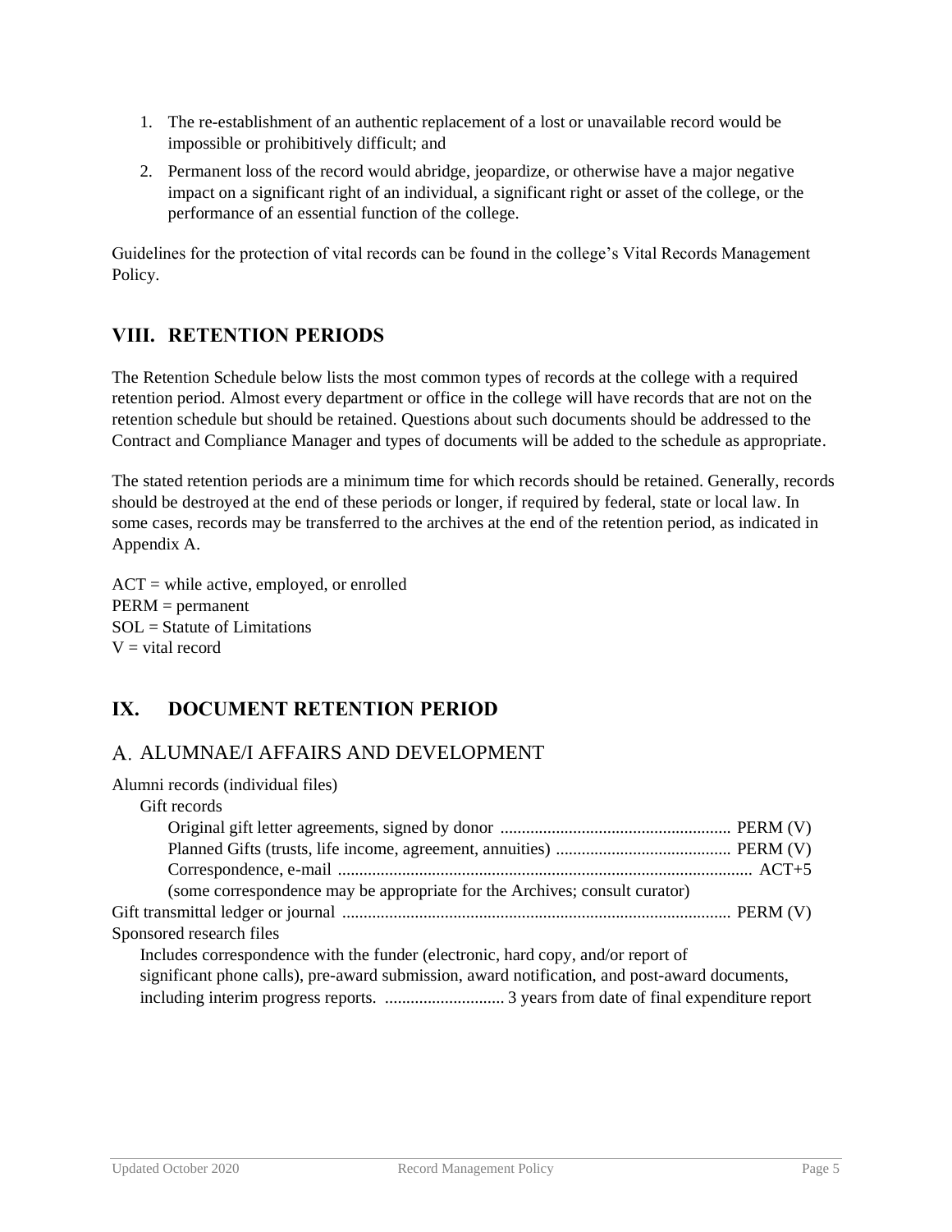1. The re-establishment of an authentic replacement of a lost or unavailable record would be impossible or prohibitively difficult; and
2. Permanent loss of the record would abridge, jeopardize, or otherwise have a major negative impact on a significant right of an individual, a significant right or asset of the college, or the performance of an essential function of the college.

Guidelines for the protection of vital records can be found in the college's Vital Records Management Policy.

## VIII. RETENTION PERIODS

The Retention Schedule below lists the most common types of records at the college with a required retention period. Almost every department or office in the college will have records that are not on the retention schedule but should be retained. Questions about such documents should be addressed to the Contract and Compliance Manager and types of documents will be added to the schedule as appropriate.

The stated retention periods are a minimum time for which records should be retained. Generally, records should be destroyed at the end of these periods or longer, if required by federal, state or local law. In some cases, records may be transferred to the archives at the end of the retention period, as indicated in Appendix A.

ACT = while active, employed, or enrolled
PERM = permanent
SOL = Statute of Limitations
V = vital record

## IX. DOCUMENT RETENTION PERIOD

### A. ALUMNAE/I AFFAIRS AND DEVELOPMENT

Alumni records (individual files)

- Gift records
  - Original gift letter agreements, signed by donor ...................................................... PERM (V)
  - Planned Gifts (trusts, life income, agreement, annuities) ......................................... PERM (V)
  - Correspondence, e-mail ................................................................................................ ACT+5
  - (some correspondence may be appropriate for the Archives; consult curator)

Gift transmittal ledger or journal .......................................................................................... PERM (V)

Sponsored research files

Includes correspondence with the funder (electronic, hard copy, and/or report of significant phone calls), pre-award submission, award notification, and post-award documents, including interim progress reports. ............................ 3 years from date of final expenditure report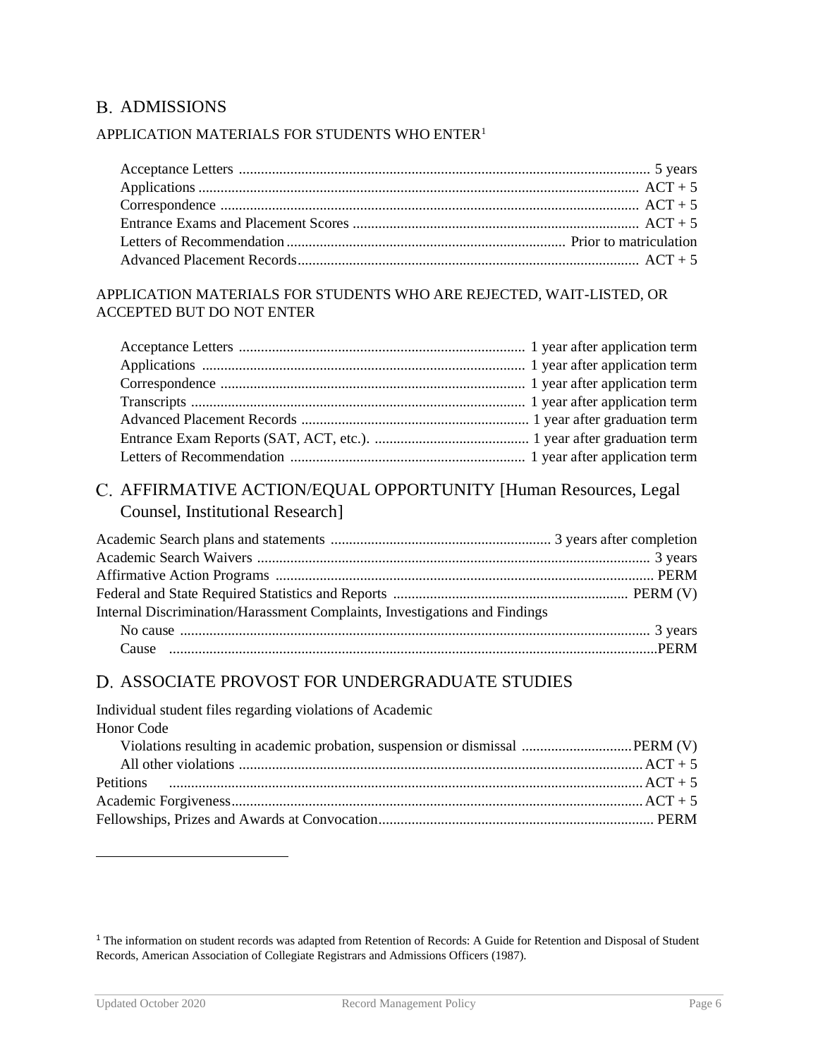## B. ADMISSIONS

### APPLICATION MATERIALS FOR STUDENTS WHO ENTER[1]

| Record | Retention |
|---|---|
| Acceptance Letters | 5 years |
| Applications | ACT + 5 |
| Correspondence | ACT + 5 |
| Entrance Exams and Placement Scores | ACT + 5 |
| Letters of Recommendation | Prior to matriculation |
| Advanced Placement Records | ACT + 5 |

### APPLICATION MATERIALS FOR STUDENTS WHO ARE REJECTED, WAIT-LISTED, OR ACCEPTED BUT DO NOT ENTER

| Record | Retention |
|---|---|
| Acceptance Letters | 1 year after application term |
| Applications | 1 year after application term |
| Correspondence | 1 year after application term |
| Transcripts | 1 year after application term |
| Advanced Placement Records | 1 year after graduation term |
| Entrance Exam Reports (SAT, ACT, etc.). | 1 year after graduation term |
| Letters of Recommendation | 1 year after application term |

## C. AFFIRMATIVE ACTION/EQUAL OPPORTUNITY [Human Resources, Legal Counsel, Institutional Research]

| Record | Retention |
|---|---|
| Academic Search plans and statements | 3 years after completion |
| Academic Search Waivers | 3 years |
| Affirmative Action Programs | PERM |
| Federal and State Required Statistics and Reports | PERM (V) |
| Internal Discrimination/Harassment Complaints, Investigations and Findings | |
| No cause | 3 years |
| Cause | PERM |

## D. ASSOCIATE PROVOST FOR UNDERGRADUATE STUDIES

| Record | Retention |
|---|---|
| Individual student files regarding violations of Academic Honor Code | |
| Violations resulting in academic probation, suspension or dismissal | PERM (V) |
| All other violations | ACT + 5 |
| Petitions | ACT + 5 |
| Academic Forgiveness | ACT + 5 |
| Fellowships, Prizes and Awards at Convocation | PERM |

[1] The information on student records was adapted from Retention of Records: A Guide for Retention and Disposal of Student Records, American Association of Collegiate Registrars and Admissions Officers (1987).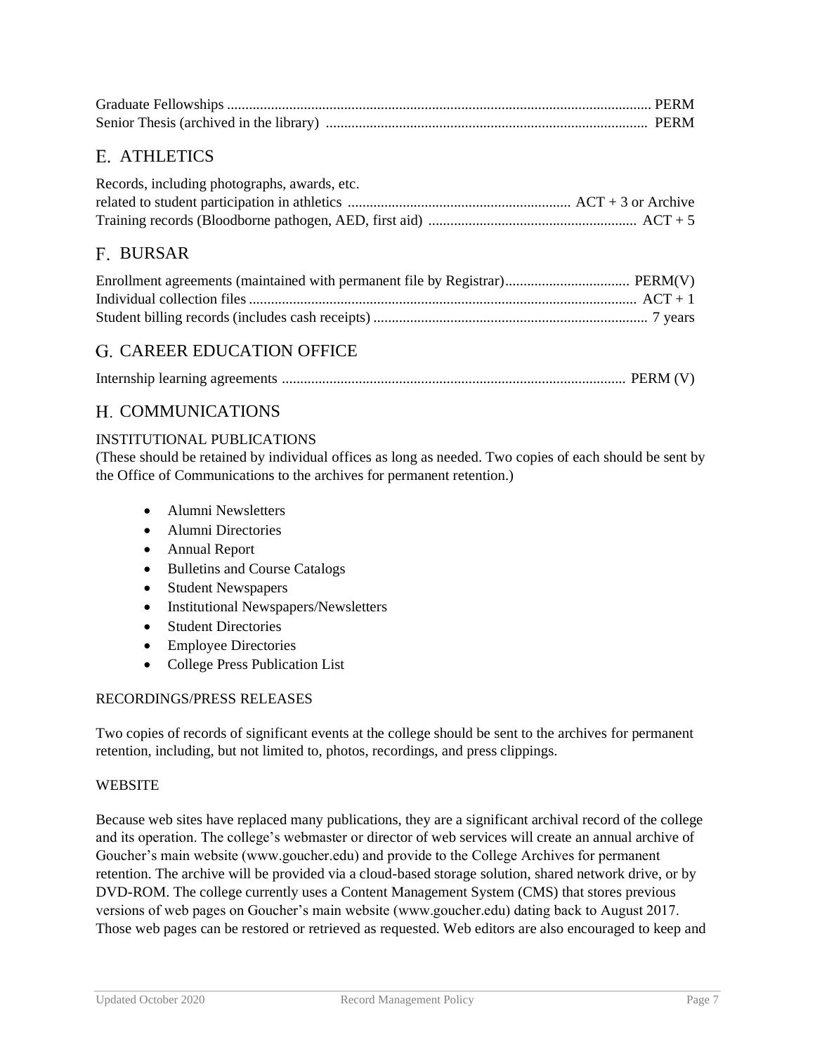Graduate Fellowships .................................................................................................................... PERM
Senior Thesis (archived in the library) ........................................................................................ PERM

## E. ATHLETICS

Records, including photographs, awards, etc.
related to student participation in athletics ............................................................. ACT + 3 or Archive
Training records (Bloodborne pathogen, AED, first aid) ......................................................... ACT + 5

## F. BURSAR

Enrollment agreements (maintained with permanent file by Registrar).................................. PERM(V)
Individual collection files ........................................................................................................ ACT + 1
Student billing records (includes cash receipts) ........................................................................... 7 years

## G. CAREER EDUCATION OFFICE

Internship learning agreements .............................................................................................. PERM (V)

## H. COMMUNICATIONS

INSTITUTIONAL PUBLICATIONS
(These should be retained by individual offices as long as needed. Two copies of each should be sent by the Office of Communications to the archives for permanent retention.)

- Alumni Newsletters
- Alumni Directories
- Annual Report
- Bulletins and Course Catalogs
- Student Newspapers
- Institutional Newspapers/Newsletters
- Student Directories
- Employee Directories
- College Press Publication List

RECORDINGS/PRESS RELEASES

Two copies of records of significant events at the college should be sent to the archives for permanent retention, including, but not limited to, photos, recordings, and press clippings.

WEBSITE

Because web sites have replaced many publications, they are a significant archival record of the college and its operation. The college's webmaster or director of web services will create an annual archive of Goucher's main website (www.goucher.edu) and provide to the College Archives for permanent retention. The archive will be provided via a cloud-based storage solution, shared network drive, or by DVD-ROM. The college currently uses a Content Management System (CMS) that stores previous versions of web pages on Goucher's main website (www.goucher.edu) dating back to August 2017. Those web pages can be restored or retrieved as requested. Web editors are also encouraged to keep and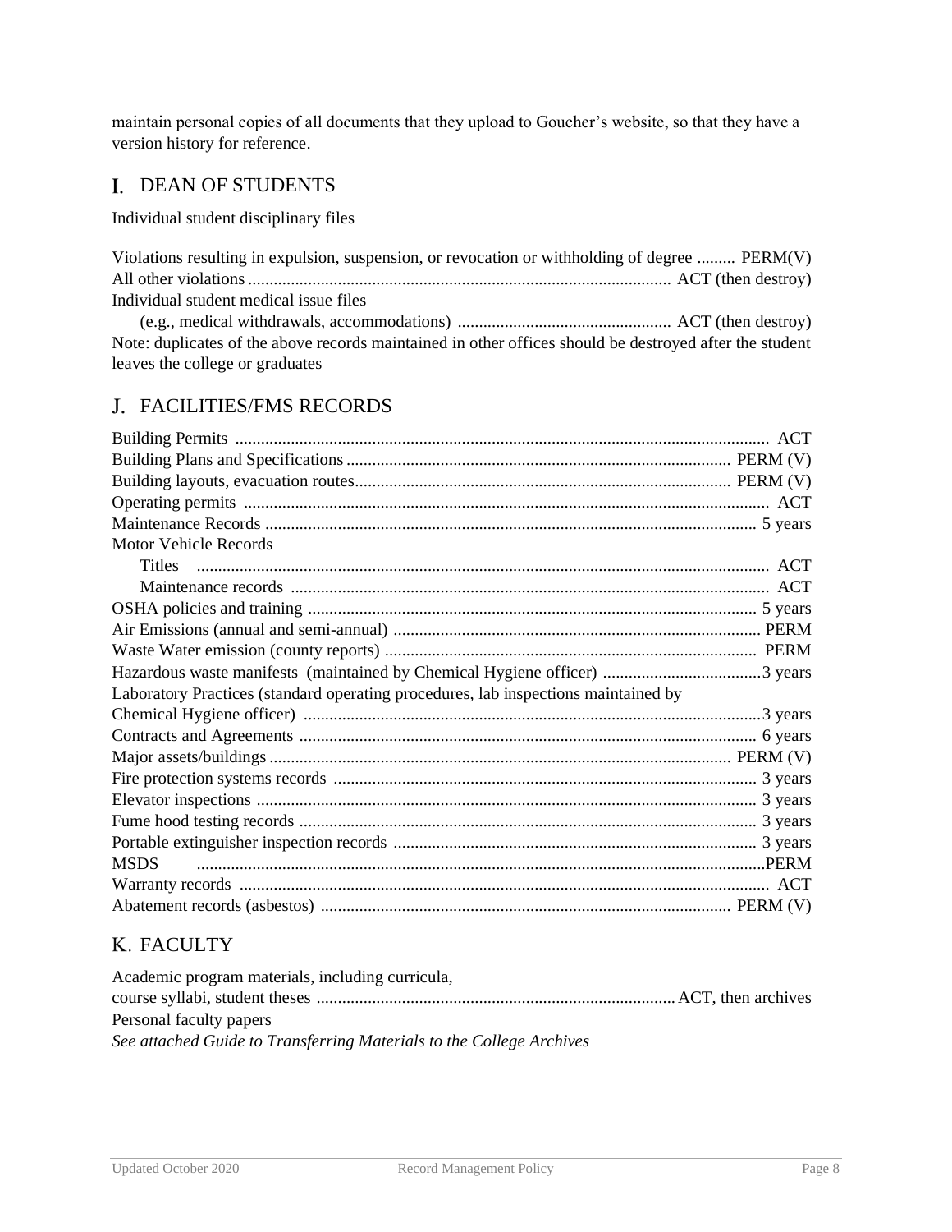maintain personal copies of all documents that they upload to Goucher's website, so that they have a version history for reference.

## I. DEAN OF STUDENTS

Individual student disciplinary files

| Record | Retention |
|---|---|
| Violations resulting in expulsion, suspension, or revocation or withholding of degree | PERM(V) |
| All other violations | ACT (then destroy) |
| Individual student medical issue files (e.g., medical withdrawals, accommodations) | ACT (then destroy) |

Note: duplicates of the above records maintained in other offices should be destroyed after the student leaves the college or graduates

## J. FACILITIES/FMS RECORDS

| Record | Retention |
|---|---|
| Building Permits | ACT |
| Building Plans and Specifications | PERM (V) |
| Building layouts, evacuation routes | PERM (V) |
| Operating permits | ACT |
| Maintenance Records | 5 years |
| Motor Vehicle Records | |
| Titles | ACT |
| Maintenance records | ACT |
| OSHA policies and training | 5 years |
| Air Emissions (annual and semi-annual) | PERM |
| Waste Water emission (county reports) | PERM |
| Hazardous waste manifests (maintained by Chemical Hygiene officer) | 3 years |
| Laboratory Practices (standard operating procedures, lab inspections maintained by Chemical Hygiene officer) | 3 years |
| Contracts and Agreements | 6 years |
| Major assets/buildings | PERM (V) |
| Fire protection systems records | 3 years |
| Elevator inspections | 3 years |
| Fume hood testing records | 3 years |
| Portable extinguisher inspection records | 3 years |
| MSDS | PERM |
| Warranty records | ACT |
| Abatement records (asbestos) | PERM (V) |

## K. FACULTY

| Record | Retention |
|---|---|
| Academic program materials, including curricula, course syllabi, student theses | ACT, then archives |
| Personal faculty papers | |

*See attached Guide to Transferring Materials to the College Archives*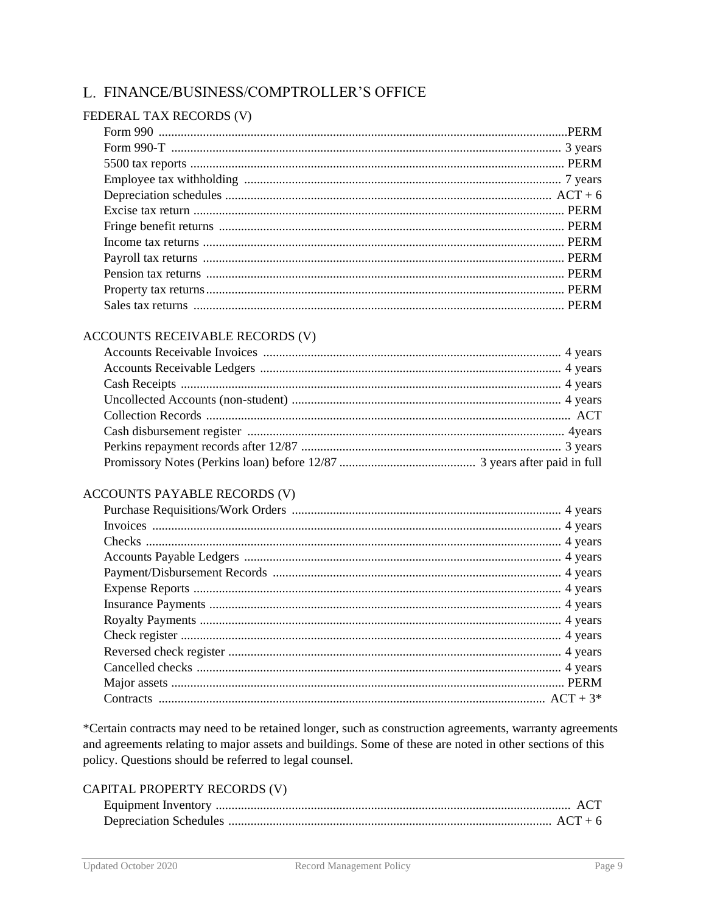## L. FINANCE/BUSINESS/COMPTROLLER'S OFFICE

### FEDERAL TAX RECORDS (V)

| Record | Retention |
|---|---|
| Form 990 | PERM |
| Form 990-T | 3 years |
| 5500 tax reports | PERM |
| Employee tax withholding | 7 years |
| Depreciation schedules | ACT + 6 |
| Excise tax return | PERM |
| Fringe benefit returns | PERM |
| Income tax returns | PERM |
| Payroll tax returns | PERM |
| Pension tax returns | PERM |
| Property tax returns | PERM |
| Sales tax returns | PERM |

### ACCOUNTS RECEIVABLE RECORDS (V)

| Record | Retention |
|---|---|
| Accounts Receivable Invoices | 4 years |
| Accounts Receivable Ledgers | 4 years |
| Cash Receipts | 4 years |
| Uncollected Accounts (non-student) | 4 years |
| Collection Records | ACT |
| Cash disbursement register | 4years |
| Perkins repayment records after 12/87 | 3 years |
| Promissory Notes (Perkins loan) before 12/87 | 3 years after paid in full |

### ACCOUNTS PAYABLE RECORDS (V)

| Record | Retention |
|---|---|
| Purchase Requisitions/Work Orders | 4 years |
| Invoices | 4 years |
| Checks | 4 years |
| Accounts Payable Ledgers | 4 years |
| Payment/Disbursement Records | 4 years |
| Expense Reports | 4 years |
| Insurance Payments | 4 years |
| Royalty Payments | 4 years |
| Check register | 4 years |
| Reversed check register | 4 years |
| Cancelled checks | 4 years |
| Major assets | PERM |
| Contracts | ACT + 3* |

*Certain contracts may need to be retained longer, such as construction agreements, warranty agreements and agreements relating to major assets and buildings. Some of these are noted in other sections of this policy. Questions should be referred to legal counsel.

### CAPITAL PROPERTY RECORDS (V)

| Record | Retention |
|---|---|
| Equipment Inventory | ACT |
| Depreciation Schedules | ACT + 6 |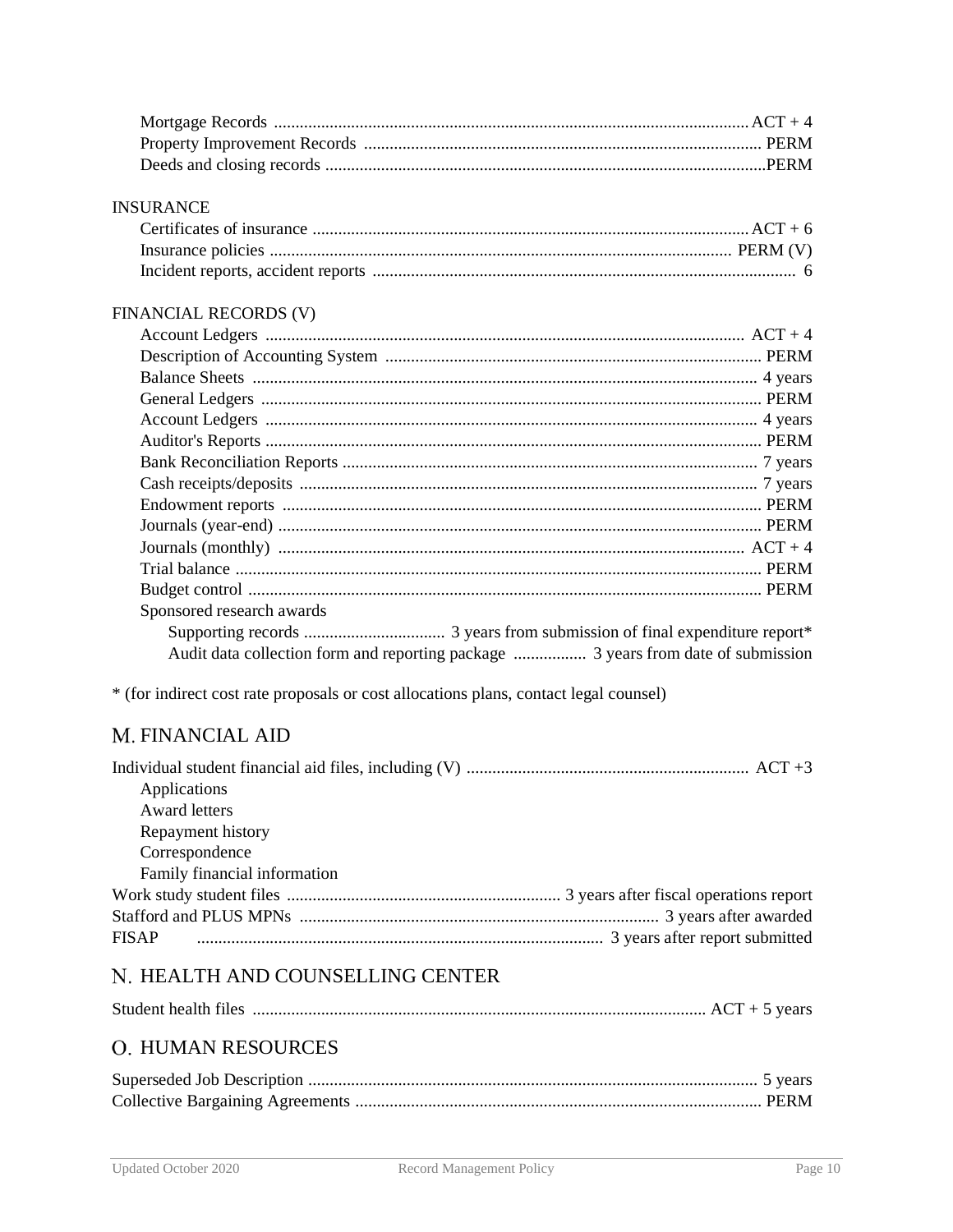Mortgage Records ............ ACT + 4
Property Improvement Records ............ PERM
Deeds and closing records ............ PERM

INSURANCE

Certificates of insurance ............ ACT + 6
Insurance policies ............ PERM (V)
Incident reports, accident reports ............ 6

FINANCIAL RECORDS (V)

Account Ledgers ............ ACT + 4
Description of Accounting System ............ PERM
Balance Sheets ............ 4 years
General Ledgers ............ PERM
Account Ledgers ............ 4 years
Auditor's Reports ............ PERM
Bank Reconciliation Reports ............ 7 years
Cash receipts/deposits ............ 7 years
Endowment reports ............ PERM
Journals (year-end) ............ PERM
Journals (monthly) ............ ACT + 4
Trial balance ............ PERM
Budget control ............ PERM
Sponsored research awards
- Supporting records ............ 3 years from submission of final expenditure report*
- Audit data collection form and reporting package ............ 3 years from date of submission

* (for indirect cost rate proposals or cost allocations plans, contact legal counsel)

## M. FINANCIAL AID

Individual student financial aid files, including (V) ............ ACT +3
- Applications
- Award letters
- Repayment history
- Correspondence
- Family financial information

Work study student files ............ 3 years after fiscal operations report
Stafford and PLUS MPNs ............ 3 years after awarded
FISAP ............ 3 years after report submitted

## N. HEALTH AND COUNSELLING CENTER

Student health files ............ ACT + 5 years

## O. HUMAN RESOURCES

Superseded Job Description ............ 5 years
Collective Bargaining Agreements ............ PERM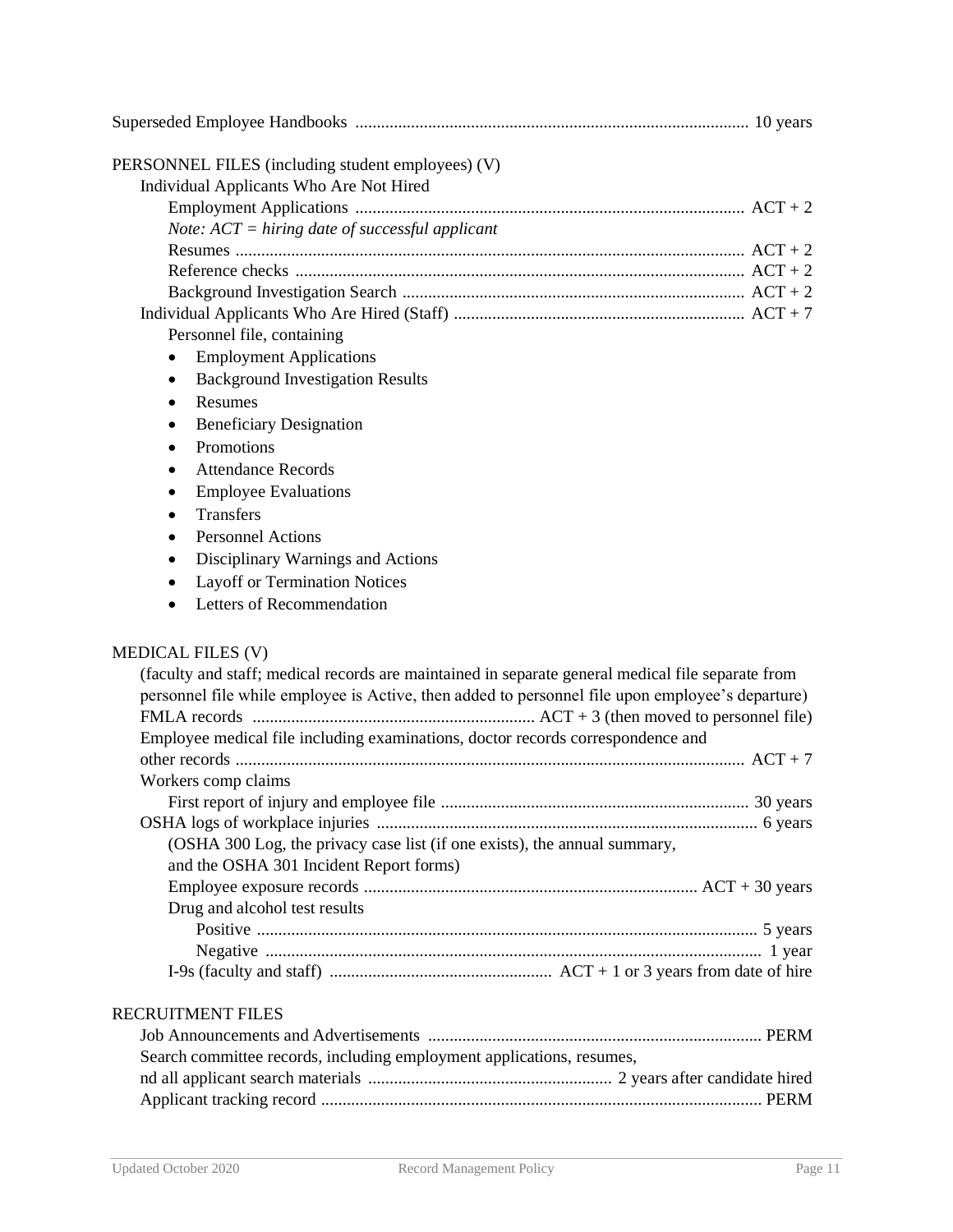Superseded Employee Handbooks ............................................................................................ 10 years

PERSONNEL FILES (including student employees) (V)

Individual Applicants Who Are Not Hired

Employment Applications ........................................................................................... ACT + 2

*Note: ACT = hiring date of successful applicant*

Resumes ....................................................................................................................... ACT + 2

Reference checks ......................................................................................................... ACT + 2

Background Investigation Search ................................................................................ ACT + 2

Individual Applicants Who Are Hired (Staff) .................................................................... ACT + 7

Personnel file, containing

- Employment Applications
- Background Investigation Results
- Resumes
- Beneficiary Designation
- Promotions
- Attendance Records
- Employee Evaluations
- Transfers
- Personnel Actions
- Disciplinary Warnings and Actions
- Layoff or Termination Notices
- Letters of Recommendation

MEDICAL FILES (V)

(faculty and staff; medical records are maintained in separate general medical file separate from personnel file while employee is Active, then added to personnel file upon employee's departure)

FMLA records .................................................................. ACT + 3 (then moved to personnel file)

Employee medical file including examinations, doctor records correspondence and other records ....................................................................................................................... ACT + 7

Workers comp claims

First report of injury and employee file ........................................................................ 30 years

OSHA logs of workplace injuries ......................................................................................... 6 years

(OSHA 300 Log, the privacy case list (if one exists), the annual summary, and the OSHA 301 Incident Report forms)

Employee exposure records ............................................................................. ACT + 30 years

Drug and alcohol test results

Positive .................................................................................................................... 5 years

Negative ................................................................................................................... 1 year

I-9s (faculty and staff) .................................................... ACT + 1 or 3 years from date of hire

RECRUITMENT FILES

Job Announcements and Advertisements .............................................................................. PERM

Search committee records, including employment applications, resumes, nd all applicant search materials ......................................................... 2 years after candidate hired

Applicant tracking record ....................................................................................................... PERM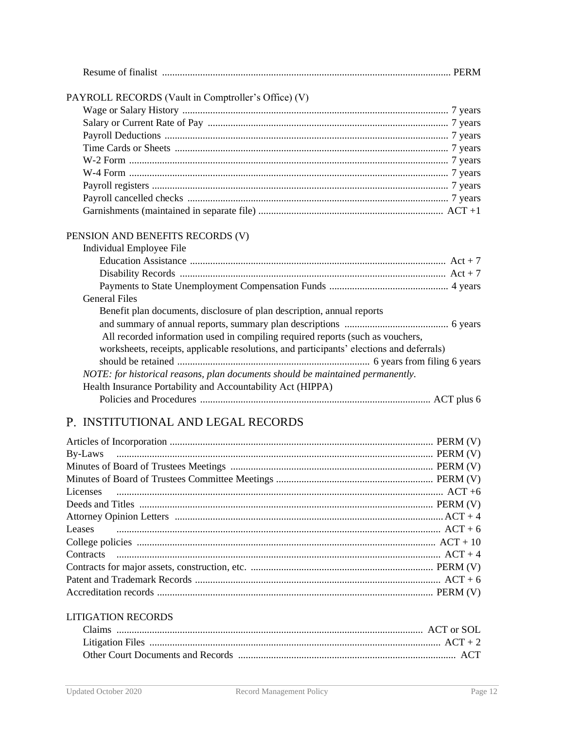Resume of finalist .................................................................................................................. PERM

PAYROLL RECORDS (Vault in Comptroller's Office) (V)

Wage or Salary History ........................................................................................................ 7 years
Salary or Current Rate of Pay ............................................................................................. 7 years
Payroll Deductions ............................................................................................................... 7 years
Time Cards or Sheets ........................................................................................................... 7 years
W-2 Form ............................................................................................................................. 7 years
W-4 Form ............................................................................................................................. 7 years
Payroll registers .................................................................................................................... 7 years
Payroll cancelled checks ...................................................................................................... 7 years
Garnishments (maintained in separate file) ........................................................................ ACT +1

PENSION AND BENEFITS RECORDS (V)

Individual Employee File

Education Assistance .................................................................................................... Act + 7
Disability Records ......................................................................................................... Act + 7
Payments to State Unemployment Compensation Funds ............................................... 4 years

General Files

Benefit plan documents, disclosure of plan description, annual reports and summary of annual reports, summary plan descriptions ......................................... 6 years

All recorded information used in compiling required reports (such as vouchers, worksheets, receipts, applicable resolutions, and participants' elections and deferrals) should be retained ........................................................................... 6 years from filing 6 years

*NOTE: for historical reasons, plan documents should be maintained permanently.*

Health Insurance Portability and Accountability Act (HIPPA)

Policies and Procedures .......................................................................................... ACT plus 6

## P. INSTITUTIONAL AND LEGAL RECORDS

Articles of Incorporation ....................................................................................................... PERM (V)
By-Laws ............................................................................................................................. PERM (V)
Minutes of Board of Trustees Meetings ................................................................................ PERM (V)
Minutes of Board of Trustees Committee Meetings ............................................................. PERM (V)
Licenses ................................................................................................................................ ACT +6
Deeds and Titles ................................................................................................................... PERM (V)
Attorney Opinion Letters ......................................................................................................ACT + 4
Leases ................................................................................................................................ ACT + 6
College policies ................................................................................................................... ACT + 10
Contracts ............................................................................................................................. ACT + 4
Contracts for major assets, construction, etc. ....................................................................... PERM (V)
Patent and Trademark Records ............................................................................................ ACT + 6
Accreditation records ............................................................................................................ PERM (V)

LITIGATION RECORDS

Claims ........................................................................................................................ ACT or SOL
Litigation Files ................................................................................................................... ACT + 2
Other Court Documents and Records .................................................................................... ACT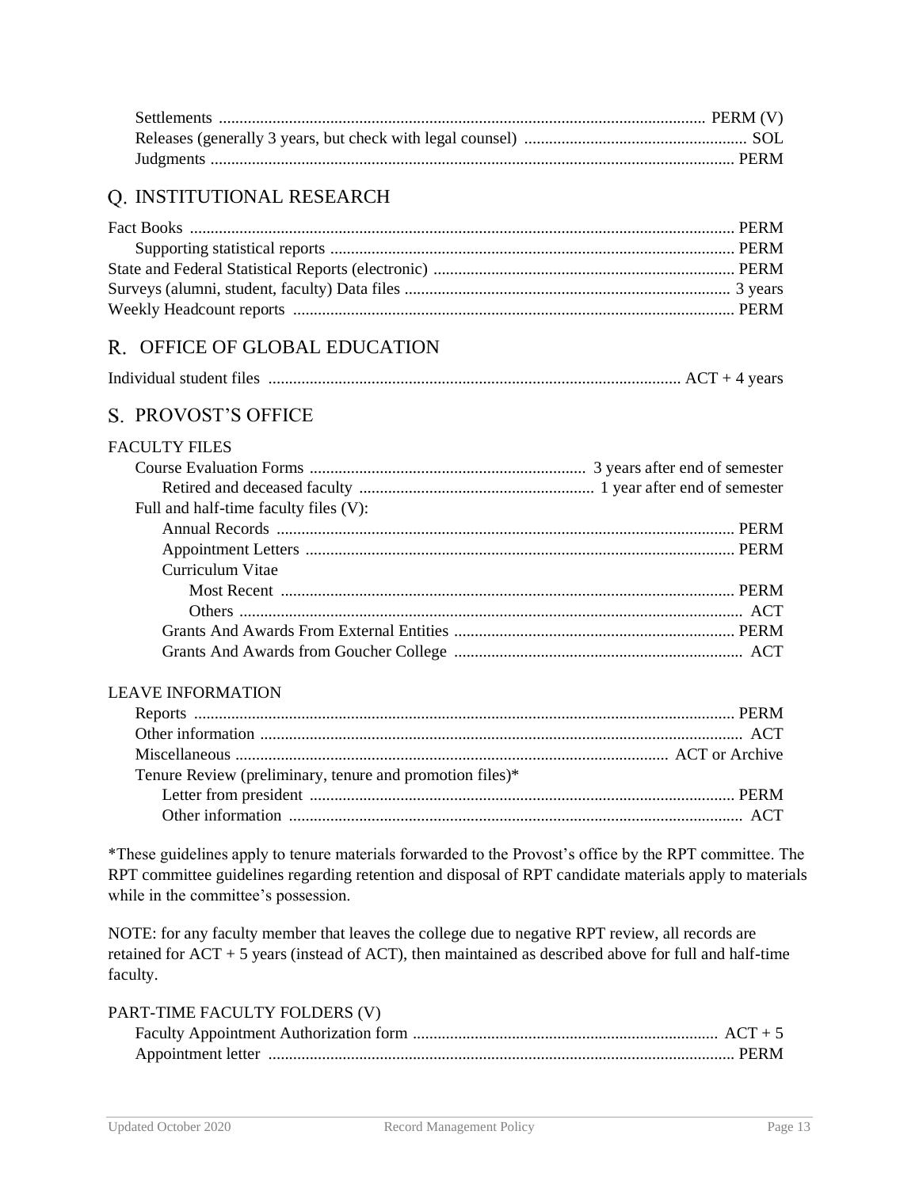Settlements ..................................................... PERM (V)
Releases (generally 3 years, but check with legal counsel) ..................................................... SOL
Judgments ..................................................... PERM

## Q. INSTITUTIONAL RESEARCH

Fact Books ..................................................... PERM
Supporting statistical reports ..................................................... PERM
State and Federal Statistical Reports (electronic) ..................................................... PERM
Surveys (alumni, student, faculty) Data files ..................................................... 3 years
Weekly Headcount reports ..................................................... PERM

## R. OFFICE OF GLOBAL EDUCATION

Individual student files ..................................................... ACT + 4 years

## S. PROVOST'S OFFICE

FACULTY FILES

Course Evaluation Forms ..................................................... 3 years after end of semester
Retired and deceased faculty ..................................................... 1 year after end of semester
Full and half-time faculty files (V):
Annual Records ..................................................... PERM
Appointment Letters ..................................................... PERM
Curriculum Vitae
Most Recent ..................................................... PERM
Others ..................................................... ACT
Grants And Awards From External Entities ..................................................... PERM
Grants And Awards from Goucher College ..................................................... ACT

LEAVE INFORMATION

Reports ..................................................... PERM
Other information ..................................................... ACT
Miscellaneous ..................................................... ACT or Archive
Tenure Review (preliminary, tenure and promotion files)*
Letter from president ..................................................... PERM
Other information ..................................................... ACT

*These guidelines apply to tenure materials forwarded to the Provost's office by the RPT committee. The RPT committee guidelines regarding retention and disposal of RPT candidate materials apply to materials while in the committee's possession.

NOTE: for any faculty member that leaves the college due to negative RPT review, all records are retained for ACT + 5 years (instead of ACT), then maintained as described above for full and half-time faculty.

PART-TIME FACULTY FOLDERS (V)

Faculty Appointment Authorization form ..................................................... ACT + 5
Appointment letter ..................................................... PERM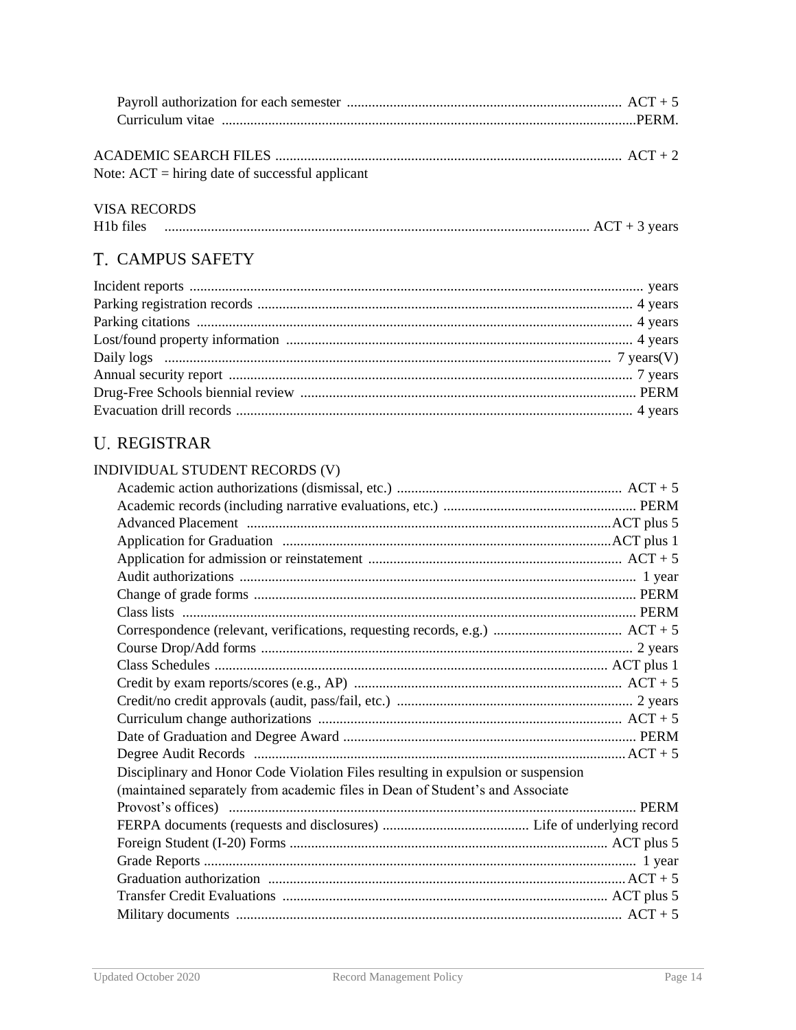Payroll authorization for each semester ............................................................................ ACT + 5
Curriculum vitae ...................................................................................................................PERM.

ACADEMIC SEARCH FILES ................................................................................................ ACT + 2
Note: ACT = hiring date of successful applicant

VISA RECORDS
H1b files ...................................................................................................................... ACT + 3 years

## T. CAMPUS SAFETY

Incident reports ............................................................................................................................. years
Parking registration records ......................................................................................................... 4 years
Parking citations .......................................................................................................................... 4 years
Lost/found property information ................................................................................................. 4 years
Daily logs ............................................................................................................................ 7 years(V)
Annual security report ................................................................................................................. 7 years
Drug-Free Schools biennial review ............................................................................................. PERM
Evacuation drill records ............................................................................................................... 4 years

## U. REGISTRAR

INDIVIDUAL STUDENT RECORDS (V)

Academic action authorizations (dismissal, etc.) ............................................................... ACT + 5
Academic records (including narrative evaluations, etc.) ...................................................... PERM
Advanced Placement .....................................................................................................ACT plus 5
Application for Graduation ...........................................................................................ACT plus 1
Application for admission or reinstatement ....................................................................... ACT + 5
Audit authorizations ............................................................................................................. 1 year
Change of grade forms .......................................................................................................... PERM
Class lists .............................................................................................................................. PERM
Correspondence (relevant, verifications, requesting records, e.g.) .................................... ACT + 5
Course Drop/Add forms ....................................................................................................... 2 years
Class Schedules ............................................................................................................ ACT plus 1
Credit by exam reports/scores (e.g., AP) ........................................................................... ACT + 5
Credit/no credit approvals (audit, pass/fail, etc.) ................................................................. 2 years
Curriculum change authorizations ..................................................................................... ACT + 5
Date of Graduation and Degree Award ................................................................................. PERM
Degree Audit Records ..........................................................................................................ACT + 5
Disciplinary and Honor Code Violation Files resulting in expulsion or suspension (maintained separately from academic files in Dean of Student's and Associate Provost's offices) ................................................................................................. PERM
FERPA documents (requests and disclosures) ......................................... Life of underlying record
Foreign Student (I-20) Forms ......................................................................................... ACT plus 5
Grade Reports ........................................................................................................................ 1 year
Graduation authorization ....................................................................................................ACT + 5
Transfer Credit Evaluations .......................................................................................... ACT plus 5
Military documents ............................................................................................................ ACT + 5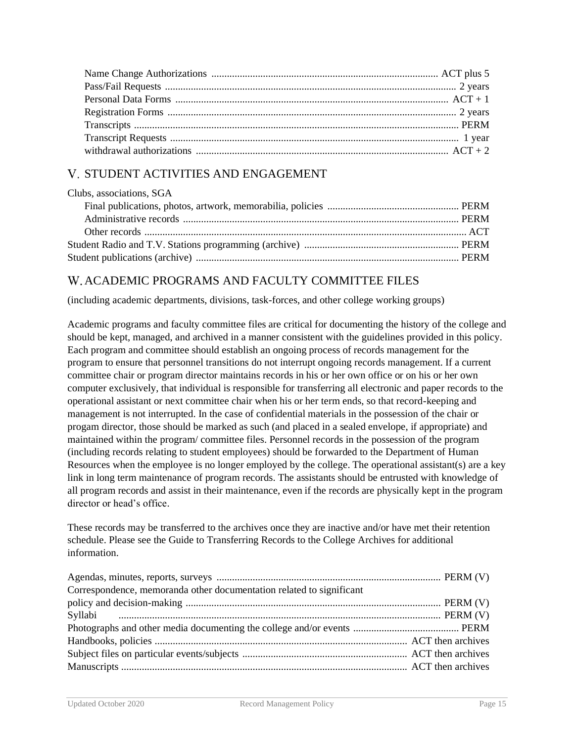Name Change Authorizations ........................................................................................ ACT plus 5
Pass/Fail Requests ................................................................................................................ 2 years
Personal Data Forms .......................................................................................................... ACT + 1
Registration Forms ............................................................................................................... 2 years
Transcripts ............................................................................................................................. PERM
Transcript Requests ............................................................................................................... 1 year
withdrawal authorizations .................................................................................................. ACT + 2

## V. STUDENT ACTIVITIES AND ENGAGEMENT

Clubs, associations, SGA

Final publications, photos, artwork, memorabilia, policies ................................................... PERM
Administrative records ........................................................................................................... PERM
Other records ............................................................................................................................ ACT

Student Radio and T.V. Stations programming (archive) ............................................................ PERM
Student publications (archive) ...................................................................................................... PERM

## W. ACADEMIC PROGRAMS AND FACULTY COMMITTEE FILES

(including academic departments, divisions, task-forces, and other college working groups)

Academic programs and faculty committee files are critical for documenting the history of the college and should be kept, managed, and archived in a manner consistent with the guidelines provided in this policy. Each program and committee should establish an ongoing process of records management for the program to ensure that personnel transitions do not interrupt ongoing records management. If a current committee chair or program director maintains records in his or her own office or on his or her own computer exclusively, that individual is responsible for transferring all electronic and paper records to the operational assistant or next committee chair when his or her term ends, so that record-keeping and management is not interrupted. In the case of confidential materials in the possession of the chair or progam director, those should be marked as such (and placed in a sealed envelope, if appropriate) and maintained within the program/ committee files. Personnel records in the possession of the program (including records relating to student employees) should be forwarded to the Department of Human Resources when the employee is no longer employed by the college. The operational assistant(s) are a key link in long term maintenance of program records. The assistants should be entrusted with knowledge of all program records and assist in their maintenance, even if the records are physically kept in the program director or head's office.

These records may be transferred to the archives once they are inactive and/or have met their retention schedule. Please see the Guide to Transferring Records to the College Archives for additional information.

Agendas, minutes, reports, surveys ....................................................................................... PERM (V)
Correspondence, memoranda other documentation related to significant
policy and decision-making .................................................................................................. PERM (V)
Syllabi ............................................................................................................................ PERM (V)
Photographs and other media documenting the college and/or events ......................................... PERM
Handbooks, policies ................................................................................................ ACT then archives
Subject files on particular events/subjects ............................................................... ACT then archives
Manuscripts ............................................................................................................. ACT then archives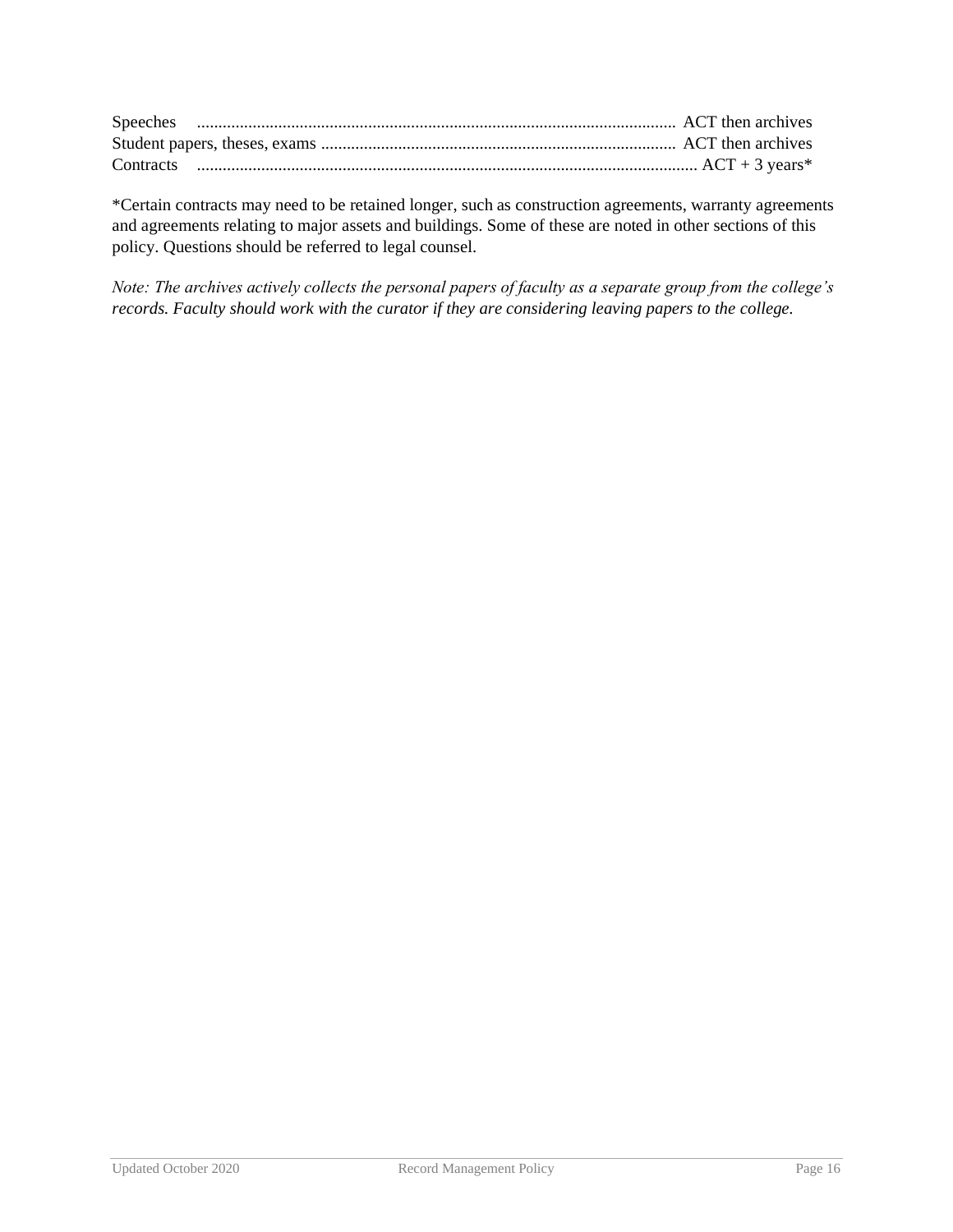Speeches ........................................................................................................ ACT then archives
Student papers, theses, exams ................................................................................... ACT then archives
Contracts ....................................................................................................... ACT + 3 years*

*Certain contracts may need to be retained longer, such as construction agreements, warranty agreements and agreements relating to major assets and buildings. Some of these are noted in other sections of this policy. Questions should be referred to legal counsel.

*Note: The archives actively collects the personal papers of faculty as a separate group from the college's records. Faculty should work with the curator if they are considering leaving papers to the college.*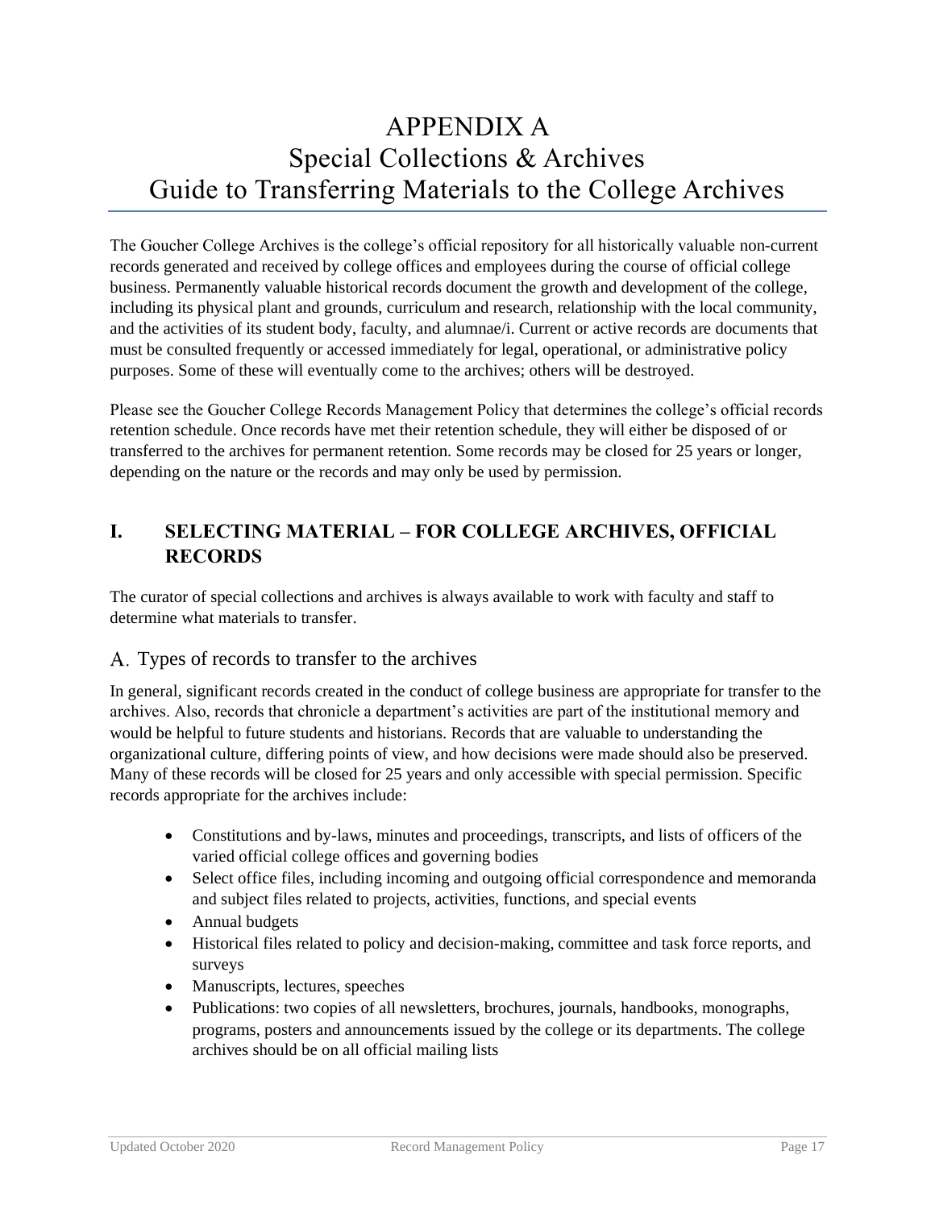# APPENDIX A
# Special Collections & Archives
# Guide to Transferring Materials to the College Archives

The Goucher College Archives is the college's official repository for all historically valuable non-current records generated and received by college offices and employees during the course of official college business. Permanently valuable historical records document the growth and development of the college, including its physical plant and grounds, curriculum and research, relationship with the local community, and the activities of its student body, faculty, and alumnae/i. Current or active records are documents that must be consulted frequently or accessed immediately for legal, operational, or administrative policy purposes. Some of these will eventually come to the archives; others will be destroyed.

Please see the Goucher College Records Management Policy that determines the college's official records retention schedule. Once records have met their retention schedule, they will either be disposed of or transferred to the archives for permanent retention. Some records may be closed for 25 years or longer, depending on the nature or the records and may only be used by permission.

## I. SELECTING MATERIAL – FOR COLLEGE ARCHIVES, OFFICIAL RECORDS

The curator of special collections and archives is always available to work with faculty and staff to determine what materials to transfer.

### A. Types of records to transfer to the archives

In general, significant records created in the conduct of college business are appropriate for transfer to the archives. Also, records that chronicle a department's activities are part of the institutional memory and would be helpful to future students and historians. Records that are valuable to understanding the organizational culture, differing points of view, and how decisions were made should also be preserved. Many of these records will be closed for 25 years and only accessible with special permission. Specific records appropriate for the archives include:

- Constitutions and by-laws, minutes and proceedings, transcripts, and lists of officers of the varied official college offices and governing bodies
- Select office files, including incoming and outgoing official correspondence and memoranda and subject files related to projects, activities, functions, and special events
- Annual budgets
- Historical files related to policy and decision-making, committee and task force reports, and surveys
- Manuscripts, lectures, speeches
- Publications: two copies of all newsletters, brochures, journals, handbooks, monographs, programs, posters and announcements issued by the college or its departments. The college archives should be on all official mailing lists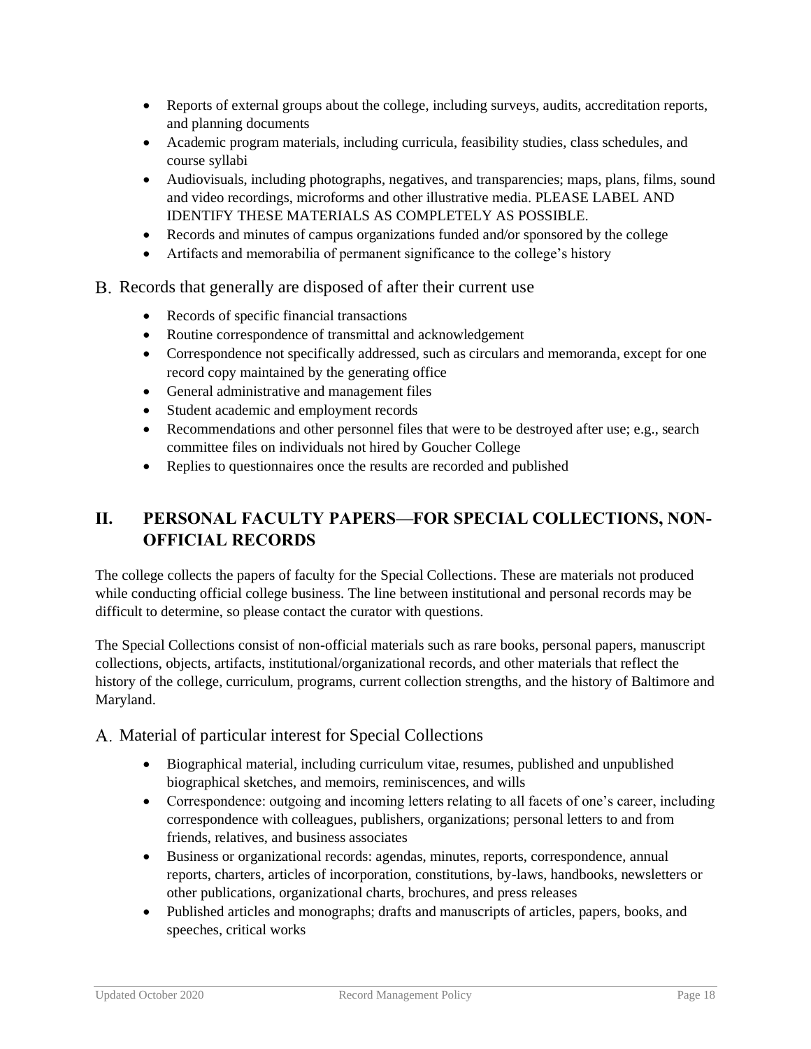- Reports of external groups about the college, including surveys, audits, accreditation reports, and planning documents
- Academic program materials, including curricula, feasibility studies, class schedules, and course syllabi
- Audiovisuals, including photographs, negatives, and transparencies; maps, plans, films, sound and video recordings, microforms and other illustrative media. PLEASE LABEL AND IDENTIFY THESE MATERIALS AS COMPLETELY AS POSSIBLE.
- Records and minutes of campus organizations funded and/or sponsored by the college
- Artifacts and memorabilia of permanent significance to the college's history

### B. Records that generally are disposed of after their current use

- Records of specific financial transactions
- Routine correspondence of transmittal and acknowledgement
- Correspondence not specifically addressed, such as circulars and memoranda, except for one record copy maintained by the generating office
- General administrative and management files
- Student academic and employment records
- Recommendations and other personnel files that were to be destroyed after use; e.g., search committee files on individuals not hired by Goucher College
- Replies to questionnaires once the results are recorded and published

## II. PERSONAL FACULTY PAPERS—FOR SPECIAL COLLECTIONS, NON-OFFICIAL RECORDS

The college collects the papers of faculty for the Special Collections. These are materials not produced while conducting official college business. The line between institutional and personal records may be difficult to determine, so please contact the curator with questions.

The Special Collections consist of non-official materials such as rare books, personal papers, manuscript collections, objects, artifacts, institutional/organizational records, and other materials that reflect the history of the college, curriculum, programs, current collection strengths, and the history of Baltimore and Maryland.

### A. Material of particular interest for Special Collections

- Biographical material, including curriculum vitae, resumes, published and unpublished biographical sketches, and memoirs, reminiscences, and wills
- Correspondence: outgoing and incoming letters relating to all facets of one's career, including correspondence with colleagues, publishers, organizations; personal letters to and from friends, relatives, and business associates
- Business or organizational records: agendas, minutes, reports, correspondence, annual reports, charters, articles of incorporation, constitutions, by-laws, handbooks, newsletters or other publications, organizational charts, brochures, and press releases
- Published articles and monographs; drafts and manuscripts of articles, papers, books, and speeches, critical works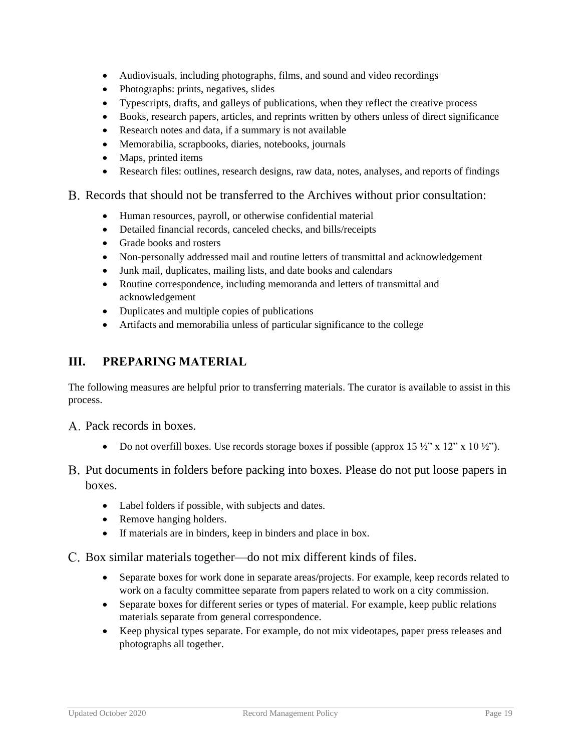- Audiovisuals, including photographs, films, and sound and video recordings
- Photographs: prints, negatives, slides
- Typescripts, drafts, and galleys of publications, when they reflect the creative process
- Books, research papers, articles, and reprints written by others unless of direct significance
- Research notes and data, if a summary is not available
- Memorabilia, scrapbooks, diaries, notebooks, journals
- Maps, printed items
- Research files: outlines, research designs, raw data, notes, analyses, and reports of findings

B. Records that should not be transferred to the Archives without prior consultation:

- Human resources, payroll, or otherwise confidential material
- Detailed financial records, canceled checks, and bills/receipts
- Grade books and rosters
- Non-personally addressed mail and routine letters of transmittal and acknowledgement
- Junk mail, duplicates, mailing lists, and date books and calendars
- Routine correspondence, including memoranda and letters of transmittal and acknowledgement
- Duplicates and multiple copies of publications
- Artifacts and memorabilia unless of particular significance to the college

## III. PREPARING MATERIAL

The following measures are helpful prior to transferring materials. The curator is available to assist in this process.

A. Pack records in boxes.

- Do not overfill boxes. Use records storage boxes if possible (approx 15 ½" x 12" x 10 ½").

B. Put documents in folders before packing into boxes. Please do not put loose papers in boxes.

- Label folders if possible, with subjects and dates.
- Remove hanging holders.
- If materials are in binders, keep in binders and place in box.

C. Box similar materials together—do not mix different kinds of files.

- Separate boxes for work done in separate areas/projects. For example, keep records related to work on a faculty committee separate from papers related to work on a city commission.
- Separate boxes for different series or types of material. For example, keep public relations materials separate from general correspondence.
- Keep physical types separate. For example, do not mix videotapes, paper press releases and photographs all together.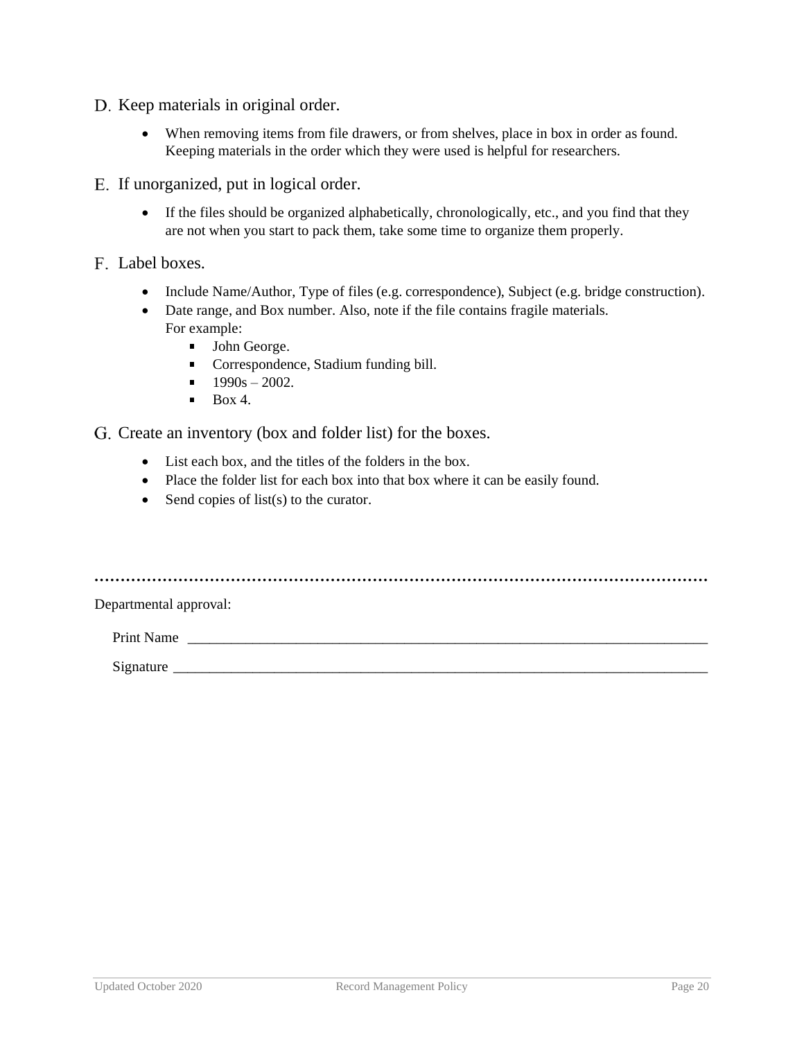D. Keep materials in original order.

- When removing items from file drawers, or from shelves, place in box in order as found. Keeping materials in the order which they were used is helpful for researchers.

E. If unorganized, put in logical order.

- If the files should be organized alphabetically, chronologically, etc., and you find that they are not when you start to pack them, take some time to organize them properly.

F. Label boxes.

- Include Name/Author, Type of files (e.g. correspondence), Subject (e.g. bridge construction).
- Date range, and Box number. Also, note if the file contains fragile materials.
  For example:
  - John George.
  - Correspondence, Stadium funding bill.
  - 1990s – 2002.
  - Box 4.

G. Create an inventory (box and folder list) for the boxes.

- List each box, and the titles of the folders in the box.
- Place the folder list for each box into that box where it can be easily found.
- Send copies of list(s) to the curator.

.......................................................................................................................

Departmental approval:

Print Name ___________________________________________________________________________

Signature ____________________________________________________________________________